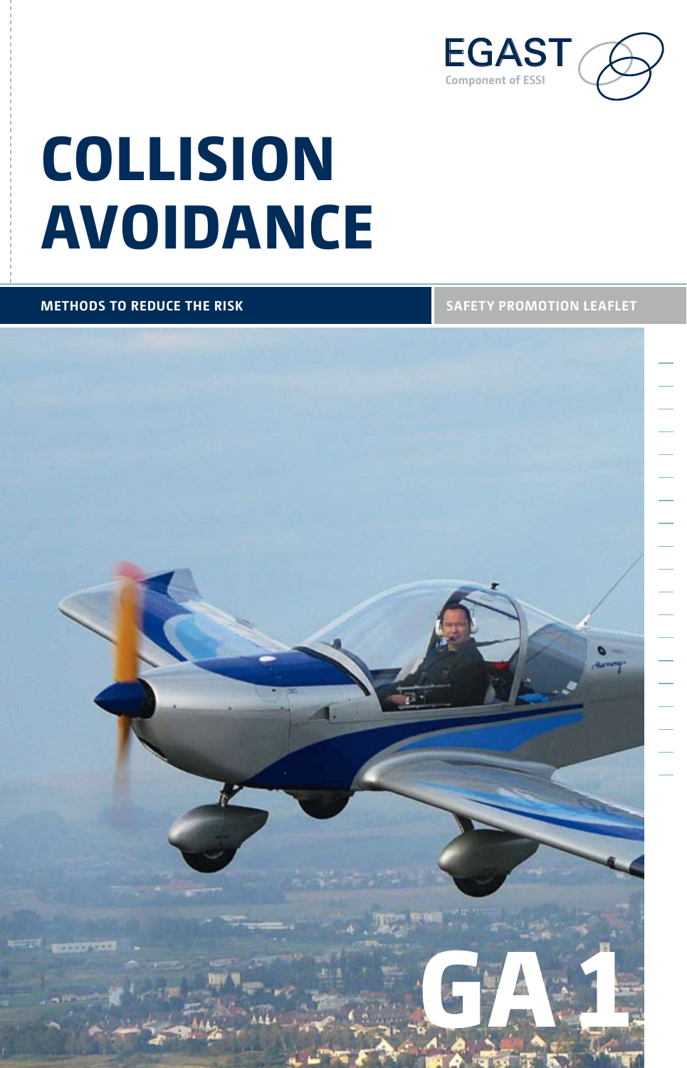EGAST

Component of ESSI

# COLLISION AVOIDANCE

**METHODS TO REDUCE THE RISK**

**SAFETY PROMOTION LEAFLET**

GA 1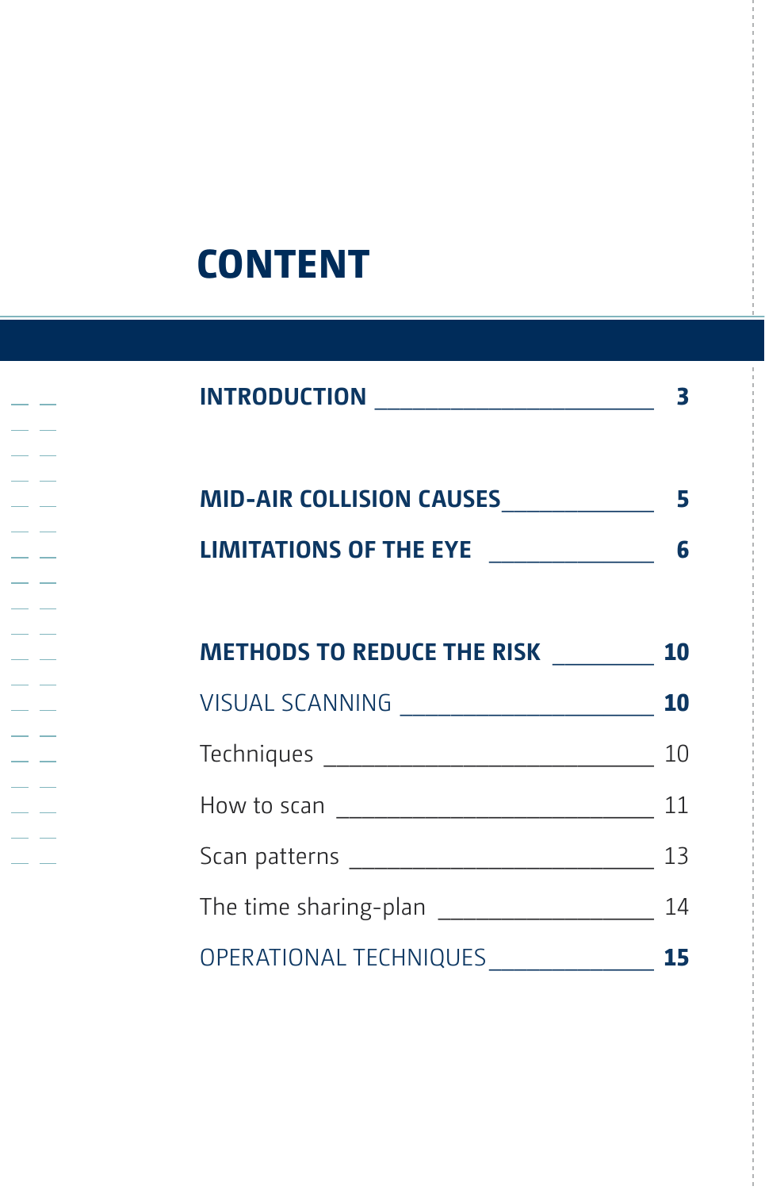# CONTENT

**INTRODUCTION** ______________________ **3**

**MID-AIR COLLISION CAUSES** ____________ **5**

**LIMITATIONS OF THE EYE** ____________ **6**

**METHODS TO REDUCE THE RISK** ________ **10**

VISUAL SCANNING ____________________ **10**

Techniques __________________________ 10

How to scan _________________________ 11

Scan patterns ________________________ 13

The time sharing-plan ________________ 14

OPERATIONAL TECHNIQUES ____________ **15**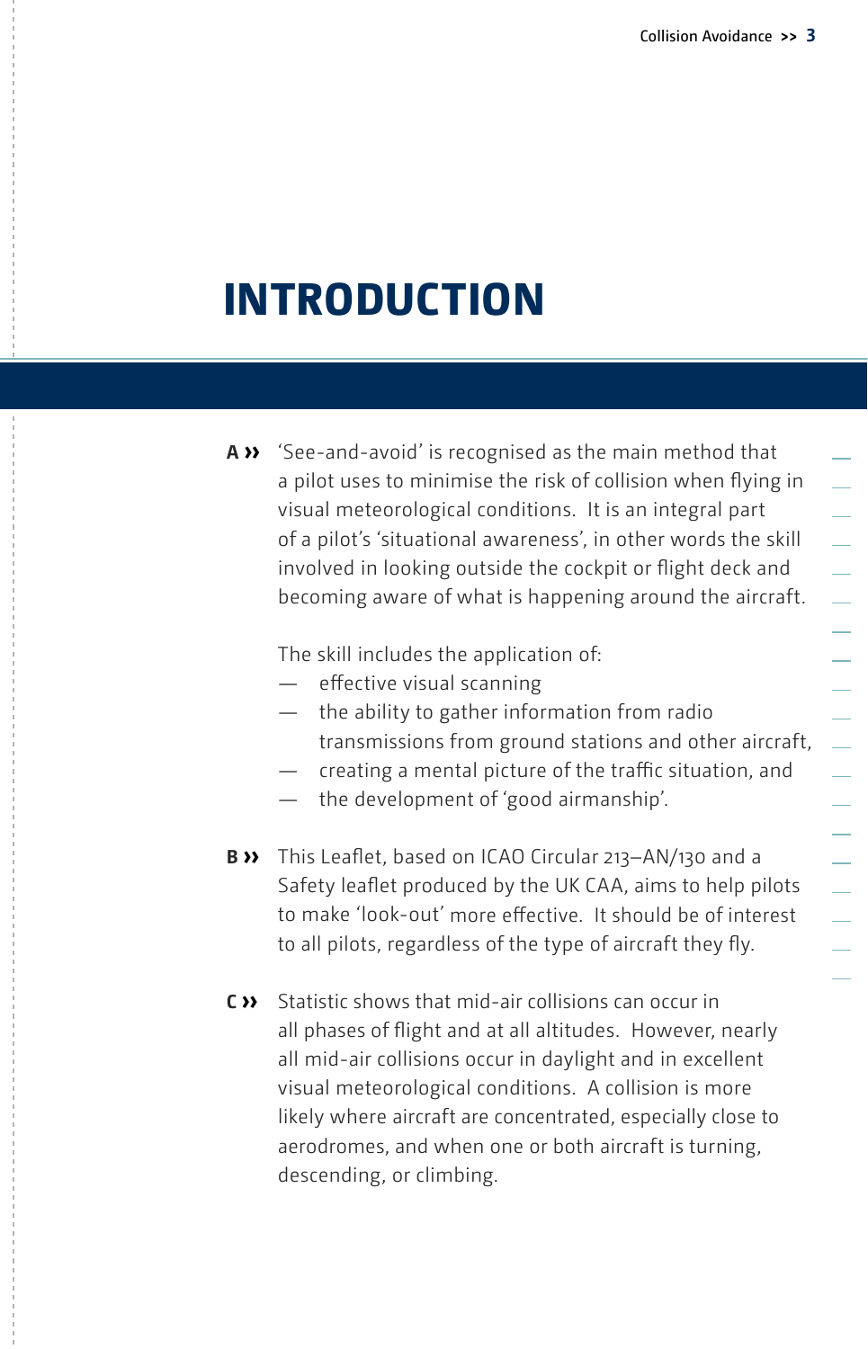# INTRODUCTION

**A ››** 'See-and-avoid' is recognised as the main method that a pilot uses to minimise the risk of collision when flying in visual meteorological conditions. It is an integral part of a pilot's 'situational awareness', in other words the skill involved in looking outside the cockpit or flight deck and becoming aware of what is happening around the aircraft.

The skill includes the application of:

- effective visual scanning
- the ability to gather information from radio transmissions from ground stations and other aircraft,
- creating a mental picture of the traffic situation, and
- the development of 'good airmanship'.

**B ››** This Leaflet, based on ICAO Circular 213–AN/130 and a Safety leaflet produced by the UK CAA, aims to help pilots to make 'look-out' more effective. It should be of interest to all pilots, regardless of the type of aircraft they fly.

**C ››** Statistic shows that mid-air collisions can occur in all phases of flight and at all altitudes. However, nearly all mid-air collisions occur in daylight and in excellent visual meteorological conditions. A collision is more likely where aircraft are concentrated, especially close to aerodromes, and when one or both aircraft is turning, descending, or climbing.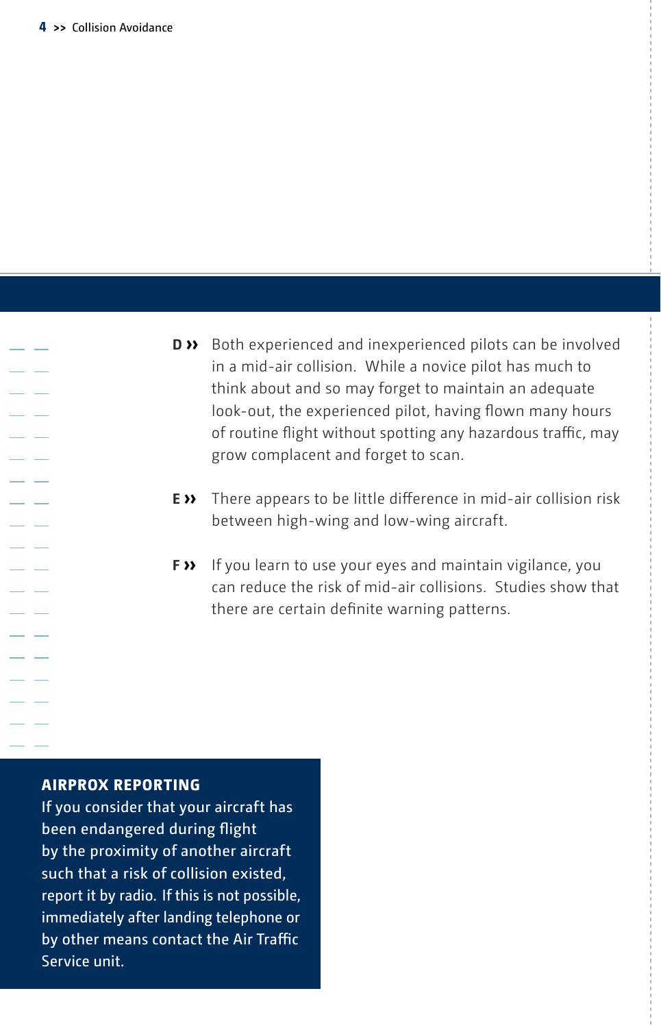**D ››** Both experienced and inexperienced pilots can be involved in a mid-air collision. While a novice pilot has much to think about and so may forget to maintain an adequate look-out, the experienced pilot, having flown many hours of routine flight without spotting any hazardous traffic, may grow complacent and forget to scan.

**E ››** There appears to be little difference in mid-air collision risk between high-wing and low-wing aircraft.

**F ››** If you learn to use your eyes and maintain vigilance, you can reduce the risk of mid-air collisions. Studies show that there are certain definite warning patterns.

**AIRPROX REPORTING**

If you consider that your aircraft has been endangered during flight by the proximity of another aircraft such that a risk of collision existed, report it by radio. If this is not possible, immediately after landing telephone or by other means contact the Air Traffic Service unit.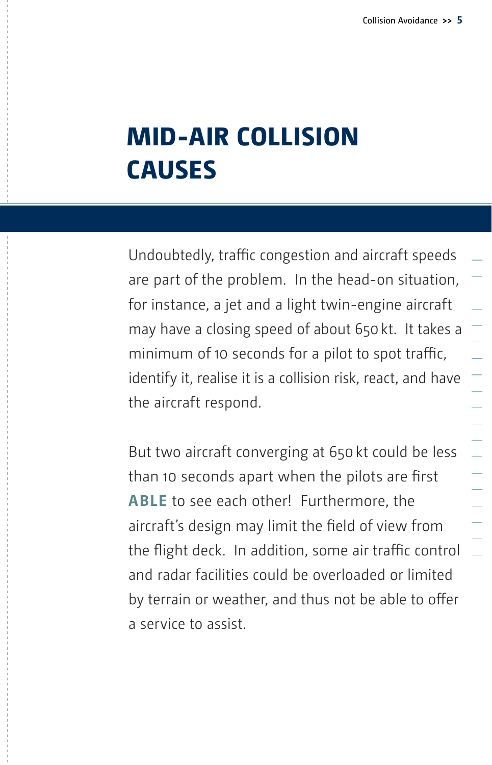# MID-AIR COLLISION CAUSES

Undoubtedly, traffic congestion and aircraft speeds are part of the problem. In the head-on situation, for instance, a jet and a light twin-engine aircraft may have a closing speed of about 650 kt. It takes a minimum of 10 seconds for a pilot to spot traffic, identify it, realise it is a collision risk, react, and have the aircraft respond.

But two aircraft converging at 650 kt could be less than 10 seconds apart when the pilots are first **ABLE** to see each other! Furthermore, the aircraft's design may limit the field of view from the flight deck. In addition, some air traffic control and radar facilities could be overloaded or limited by terrain or weather, and thus not be able to offer a service to assist.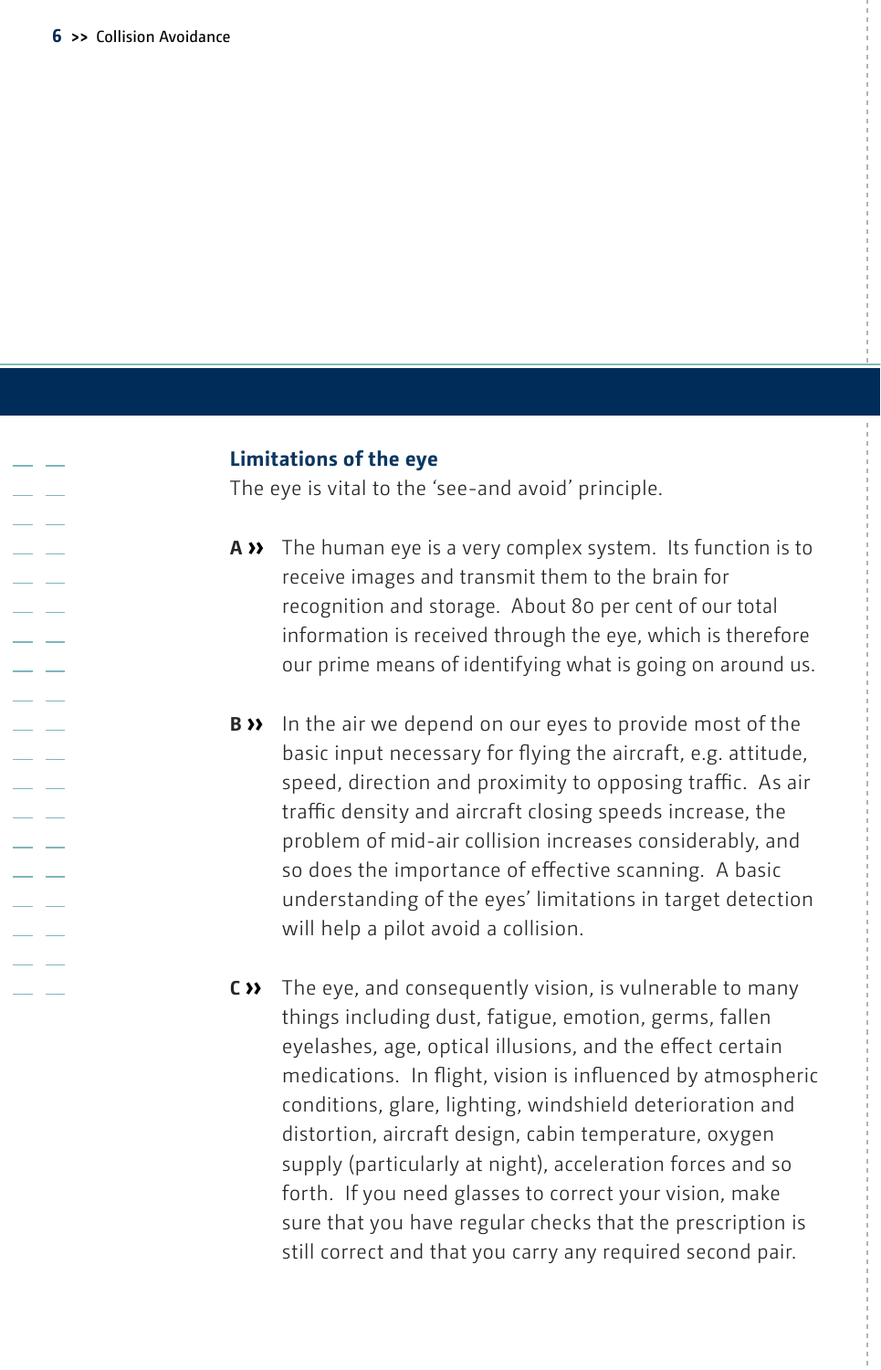## Limitations of the eye

The eye is vital to the 'see-and avoid' principle.

**A ››** The human eye is a very complex system. Its function is to receive images and transmit them to the brain for recognition and storage. About 80 per cent of our total information is received through the eye, which is therefore our prime means of identifying what is going on around us.

**B ››** In the air we depend on our eyes to provide most of the basic input necessary for flying the aircraft, e.g. attitude, speed, direction and proximity to opposing traffic. As air traffic density and aircraft closing speeds increase, the problem of mid-air collision increases considerably, and so does the importance of effective scanning. A basic understanding of the eyes' limitations in target detection will help a pilot avoid a collision.

**C ››** The eye, and consequently vision, is vulnerable to many things including dust, fatigue, emotion, germs, fallen eyelashes, age, optical illusions, and the effect certain medications. In flight, vision is influenced by atmospheric conditions, glare, lighting, windshield deterioration and distortion, aircraft design, cabin temperature, oxygen supply (particularly at night), acceleration forces and so forth. If you need glasses to correct your vision, make sure that you have regular checks that the prescription is still correct and that you carry any required second pair.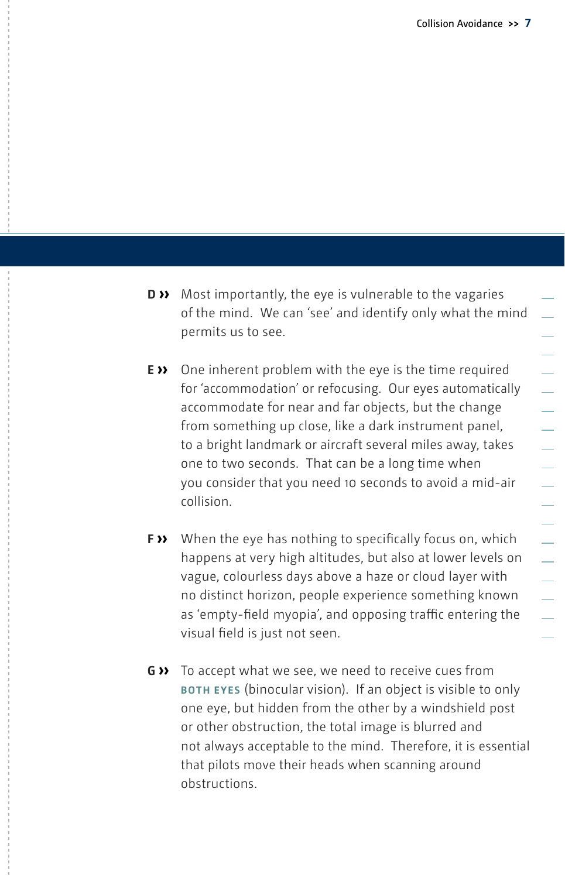**D ››** Most importantly, the eye is vulnerable to the vagaries of the mind. We can 'see' and identify only what the mind permits us to see.

**E ››** One inherent problem with the eye is the time required for 'accommodation' or refocusing. Our eyes automatically accommodate for near and far objects, but the change from something up close, like a dark instrument panel, to a bright landmark or aircraft several miles away, takes one to two seconds. That can be a long time when you consider that you need 10 seconds to avoid a mid-air collision.

**F ››** When the eye has nothing to specifically focus on, which happens at very high altitudes, but also at lower levels on vague, colourless days above a haze or cloud layer with no distinct horizon, people experience something known as 'empty-field myopia', and opposing traffic entering the visual field is just not seen.

**G ››** To accept what we see, we need to receive cues from **BOTH EYES** (binocular vision). If an object is visible to only one eye, but hidden from the other by a windshield post or other obstruction, the total image is blurred and not always acceptable to the mind. Therefore, it is essential that pilots move their heads when scanning around obstructions.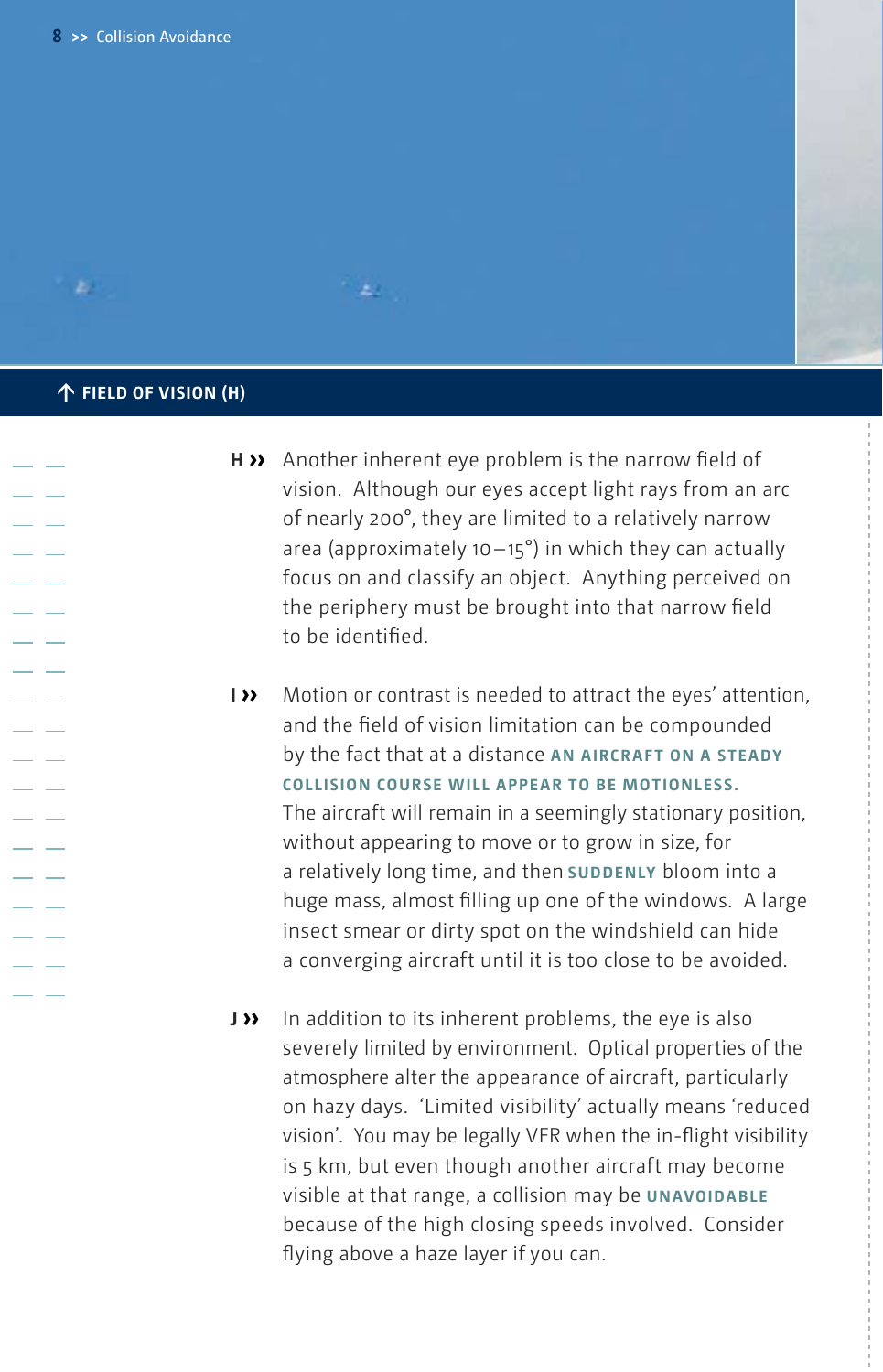↑ FIELD OF VISION (H)

**H ››** Another inherent eye problem is the narrow field of vision. Although our eyes accept light rays from an arc of nearly 200°, they are limited to a relatively narrow area (approximately 10–15°) in which they can actually focus on and classify an object. Anything perceived on the periphery must be brought into that narrow field to be identified.

**I ››** Motion or contrast is needed to attract the eyes' attention, and the field of vision limitation can be compounded by the fact that at a distance **AN AIRCRAFT ON A STEADY COLLISION COURSE WILL APPEAR TO BE MOTIONLESS.** The aircraft will remain in a seemingly stationary position, without appearing to move or to grow in size, for a relatively long time, and then **SUDDENLY** bloom into a huge mass, almost filling up one of the windows. A large insect smear or dirty spot on the windshield can hide a converging aircraft until it is too close to be avoided.

**J ››** In addition to its inherent problems, the eye is also severely limited by environment. Optical properties of the atmosphere alter the appearance of aircraft, particularly on hazy days. 'Limited visibility' actually means 'reduced vision'. You may be legally VFR when the in-flight visibility is 5 km, but even though another aircraft may become visible at that range, a collision may be **UNAVOIDABLE** because of the high closing speeds involved. Consider flying above a haze layer if you can.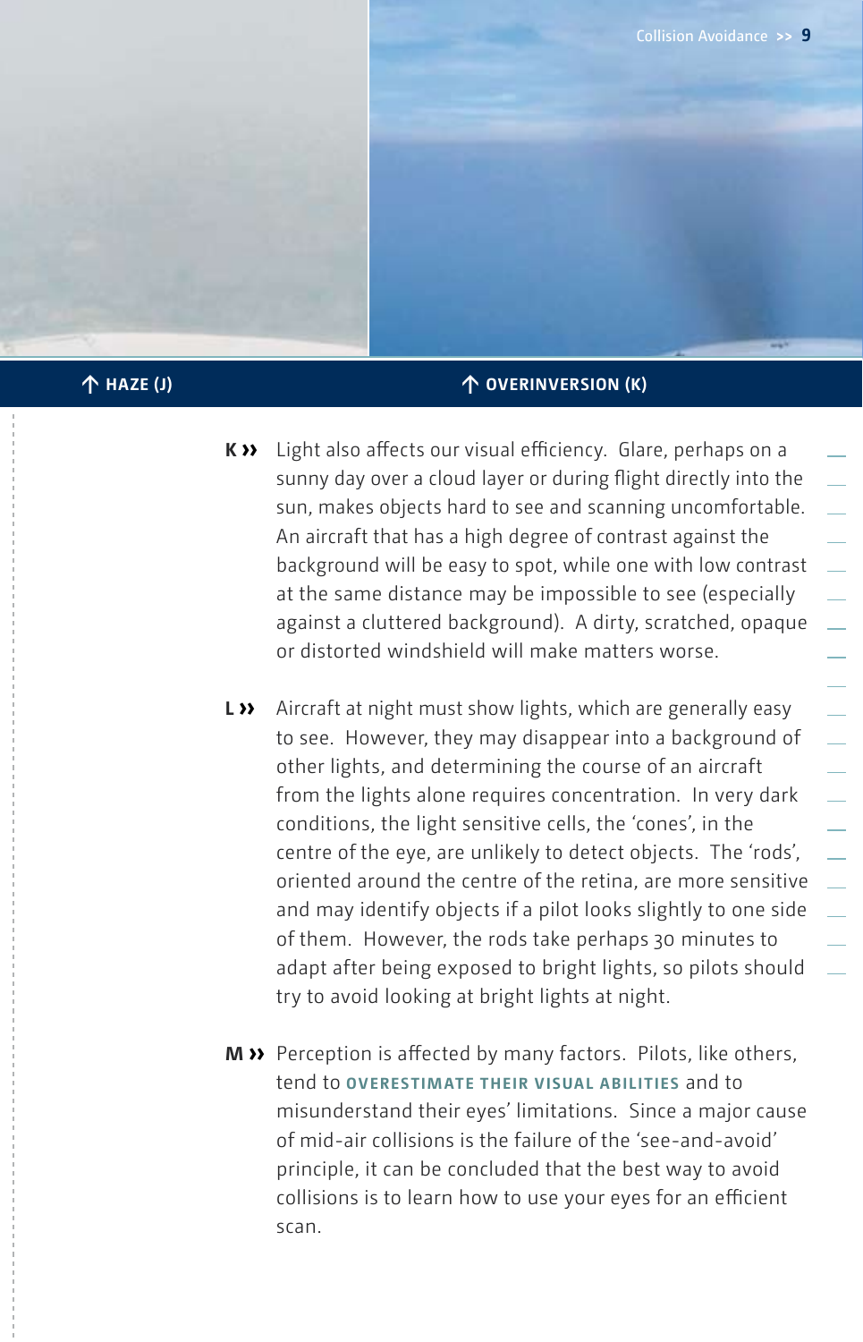↑ HAZE (J)

↑ OVERINVERSION (K)

**K ››** Light also affects our visual efficiency. Glare, perhaps on a sunny day over a cloud layer or during flight directly into the sun, makes objects hard to see and scanning uncomfortable. An aircraft that has a high degree of contrast against the background will be easy to spot, while one with low contrast at the same distance may be impossible to see (especially against a cluttered background). A dirty, scratched, opaque or distorted windshield will make matters worse.

**L ››** Aircraft at night must show lights, which are generally easy to see. However, they may disappear into a background of other lights, and determining the course of an aircraft from the lights alone requires concentration. In very dark conditions, the light sensitive cells, the 'cones', in the centre of the eye, are unlikely to detect objects. The 'rods', oriented around the centre of the retina, are more sensitive and may identify objects if a pilot looks slightly to one side of them. However, the rods take perhaps 30 minutes to adapt after being exposed to bright lights, so pilots should try to avoid looking at bright lights at night.

**M ››** Perception is affected by many factors. Pilots, like others, tend to **OVERESTIMATE THEIR VISUAL ABILITIES** and to misunderstand their eyes' limitations. Since a major cause of mid-air collisions is the failure of the 'see-and-avoid' principle, it can be concluded that the best way to avoid collisions is to learn how to use your eyes for an efficient scan.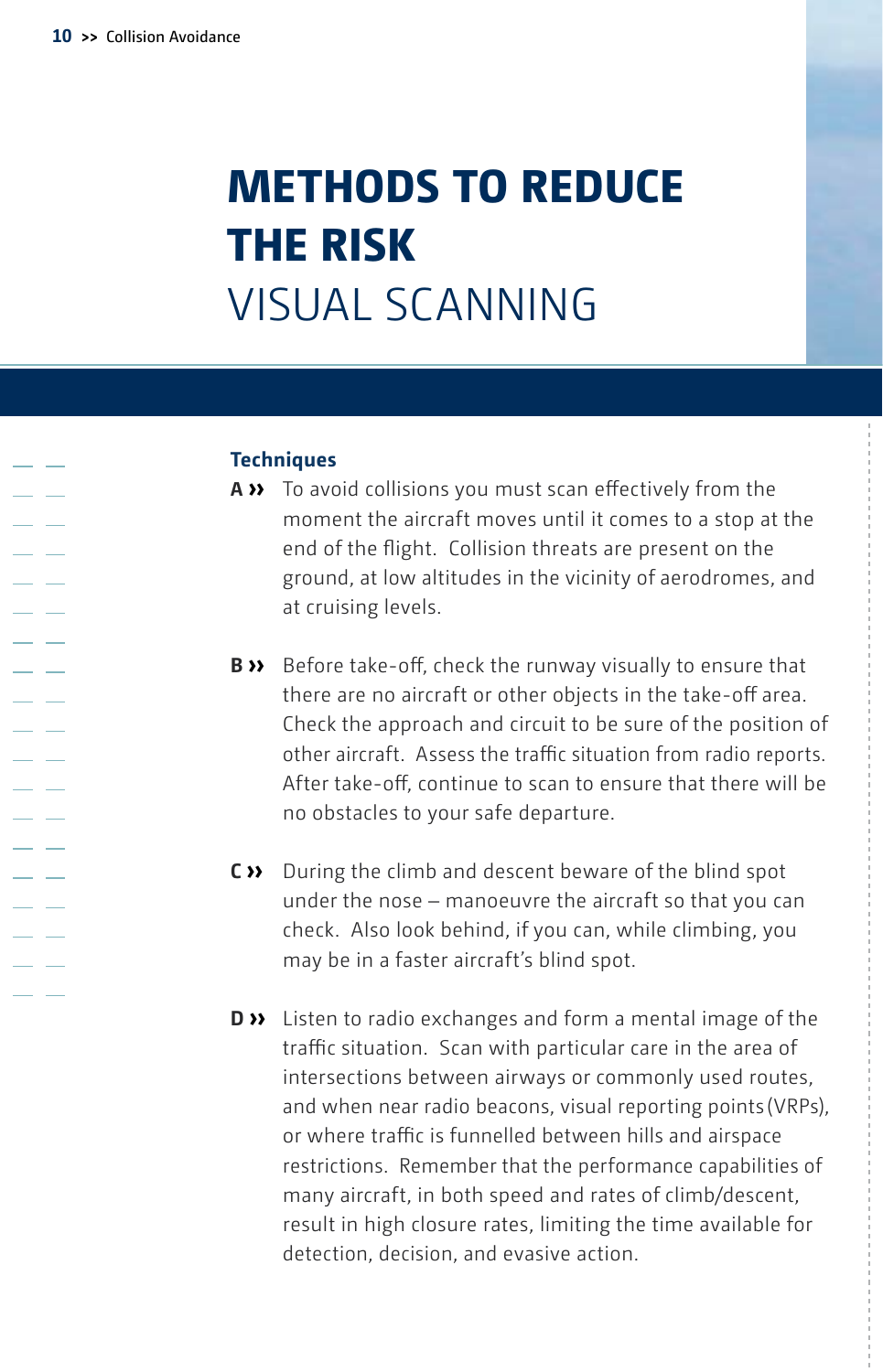# METHODS TO REDUCE THE RISK

## VISUAL SCANNING

### Techniques

**A ››** To avoid collisions you must scan effectively from the moment the aircraft moves until it comes to a stop at the end of the flight. Collision threats are present on the ground, at low altitudes in the vicinity of aerodromes, and at cruising levels.

**B ››** Before take-off, check the runway visually to ensure that there are no aircraft or other objects in the take-off area. Check the approach and circuit to be sure of the position of other aircraft. Assess the traffic situation from radio reports. After take-off, continue to scan to ensure that there will be no obstacles to your safe departure.

**C ››** During the climb and descent beware of the blind spot under the nose – manoeuvre the aircraft so that you can check. Also look behind, if you can, while climbing, you may be in a faster aircraft's blind spot.

**D ››** Listen to radio exchanges and form a mental image of the traffic situation. Scan with particular care in the area of intersections between airways or commonly used routes, and when near radio beacons, visual reporting points (VRPs), or where traffic is funnelled between hills and airspace restrictions. Remember that the performance capabilities of many aircraft, in both speed and rates of climb/descent, result in high closure rates, limiting the time available for detection, decision, and evasive action.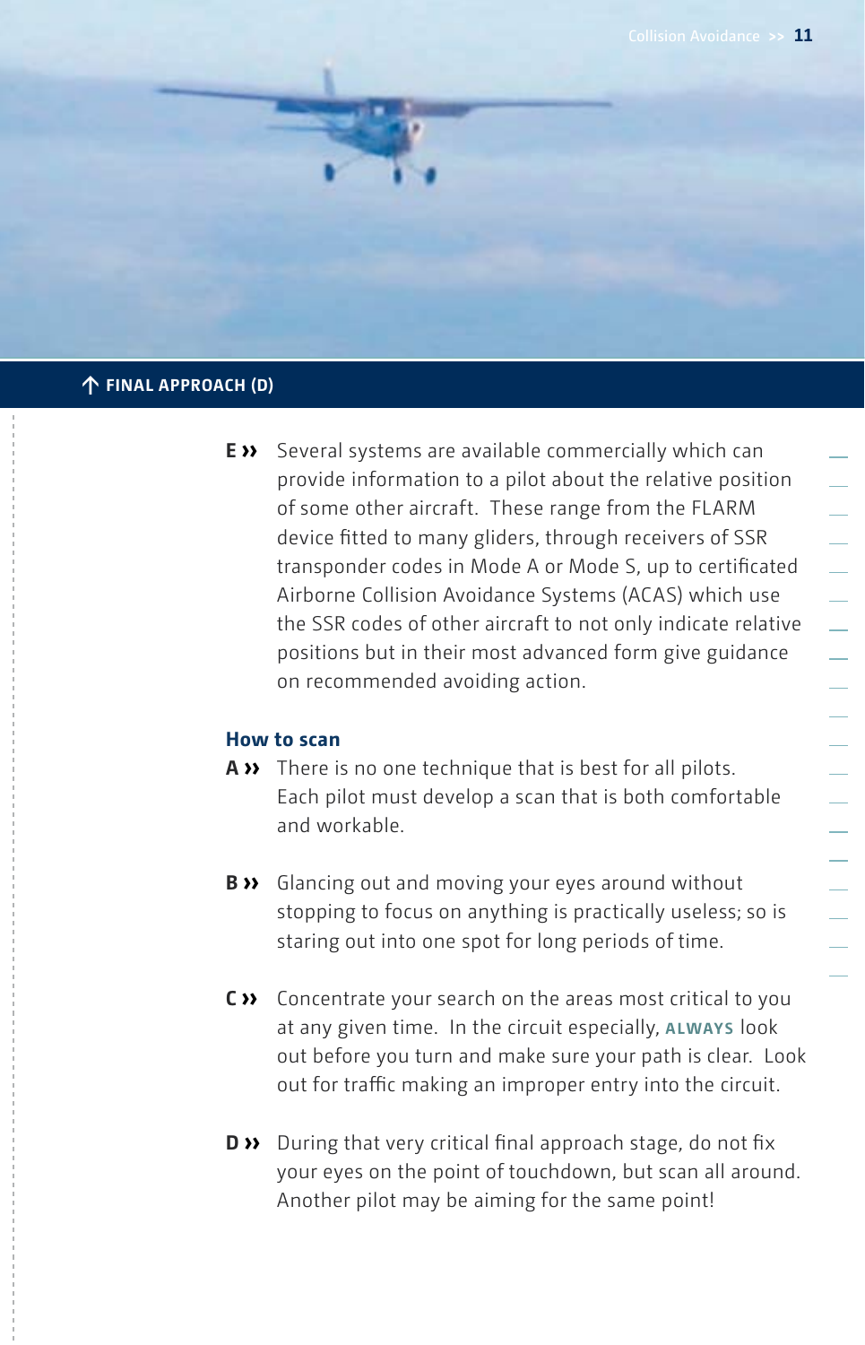↑ **FINAL APPROACH (D)**

**E ››** Several systems are available commercially which can provide information to a pilot about the relative position of some other aircraft. These range from the FLARM device fitted to many gliders, through receivers of SSR transponder codes in Mode A or Mode S, up to certificated Airborne Collision Avoidance Systems (ACAS) which use the SSR codes of other aircraft to not only indicate relative positions but in their most advanced form give guidance on recommended avoiding action.

### How to scan

**A ››** There is no one technique that is best for all pilots. Each pilot must develop a scan that is both comfortable and workable.

**B ››** Glancing out and moving your eyes around without stopping to focus on anything is practically useless; so is staring out into one spot for long periods of time.

**C ››** Concentrate your search on the areas most critical to you at any given time. In the circuit especially, **ALWAYS** look out before you turn and make sure your path is clear. Look out for traffic making an improper entry into the circuit.

**D ››** During that very critical final approach stage, do not fix your eyes on the point of touchdown, but scan all around. Another pilot may be aiming for the same point!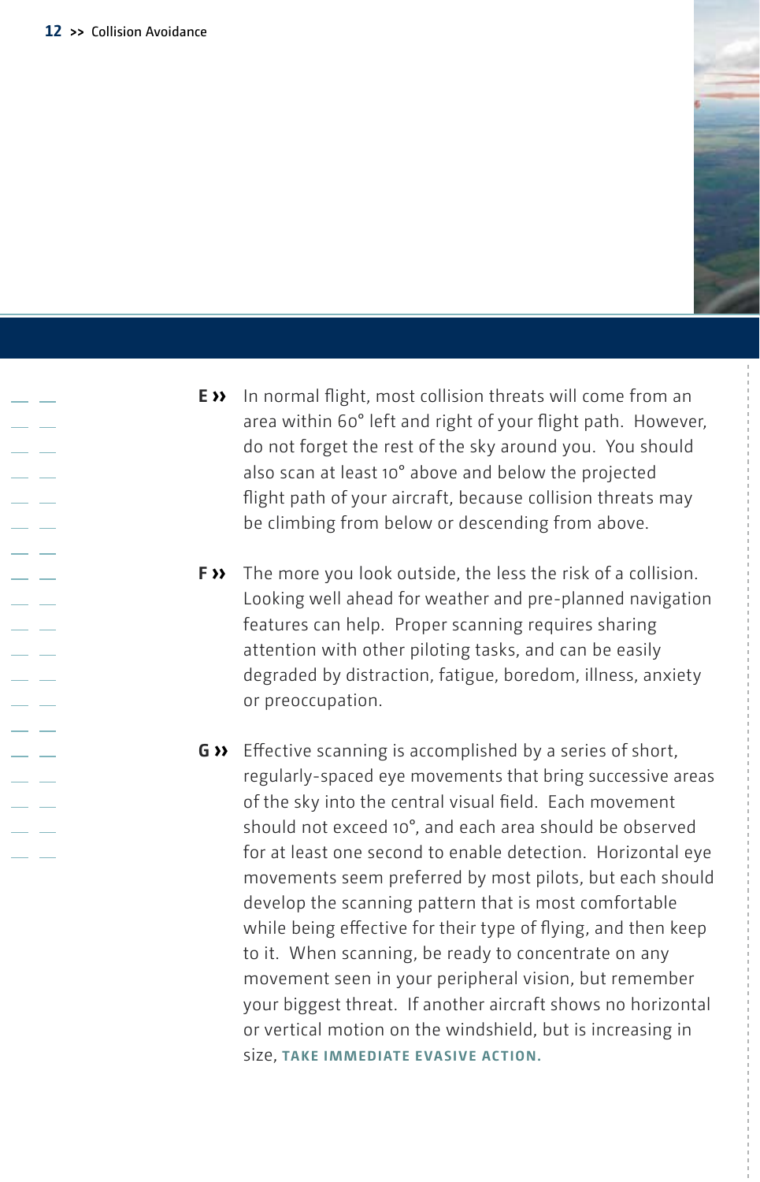**E ››** In normal flight, most collision threats will come from an area within 60° left and right of your flight path. However, do not forget the rest of the sky around you. You should also scan at least 10° above and below the projected flight path of your aircraft, because collision threats may be climbing from below or descending from above.

**F ››** The more you look outside, the less the risk of a collision. Looking well ahead for weather and pre-planned navigation features can help. Proper scanning requires sharing attention with other piloting tasks, and can be easily degraded by distraction, fatigue, boredom, illness, anxiety or preoccupation.

**G ››** Effective scanning is accomplished by a series of short, regularly-spaced eye movements that bring successive areas of the sky into the central visual field. Each movement should not exceed 10°, and each area should be observed for at least one second to enable detection. Horizontal eye movements seem preferred by most pilots, but each should develop the scanning pattern that is most comfortable while being effective for their type of flying, and then keep to it. When scanning, be ready to concentrate on any movement seen in your peripheral vision, but remember your biggest threat. If another aircraft shows no horizontal or vertical motion on the windshield, but is increasing in size, **TAKE IMMEDIATE EVASIVE ACTION.**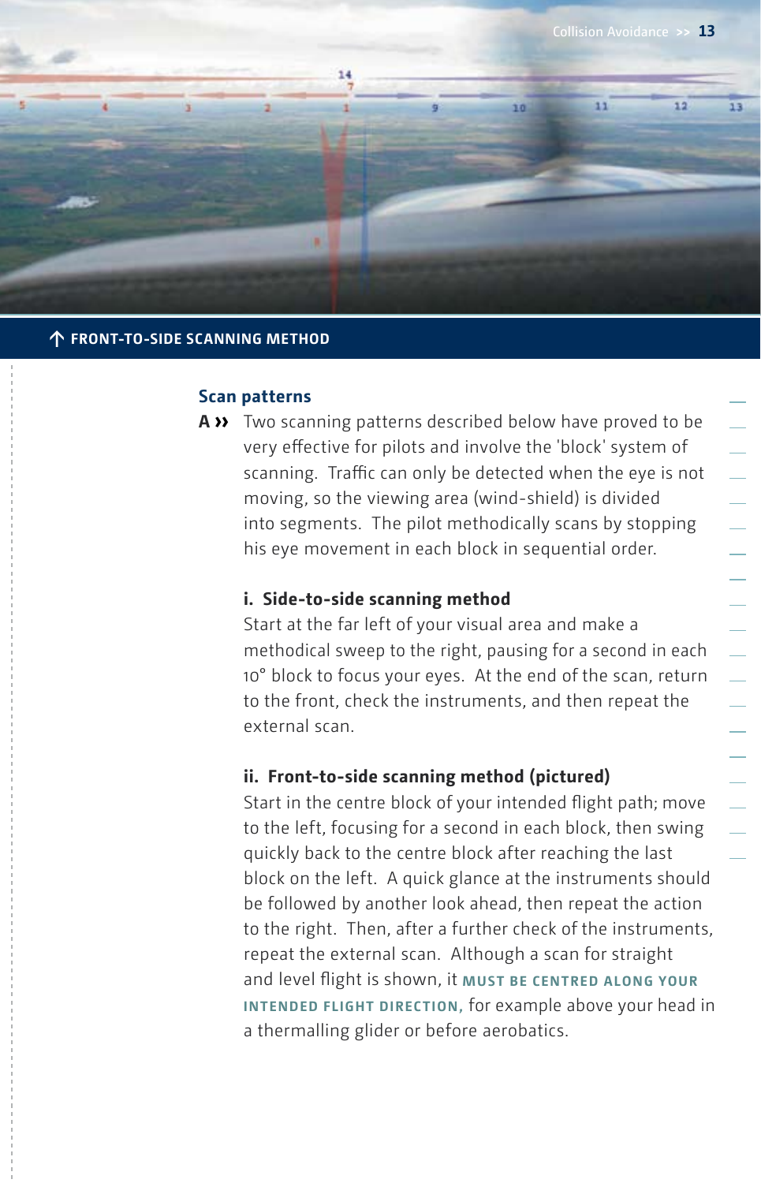↑ FRONT-TO-SIDE SCANNING METHOD

## Scan patterns

**A ››** Two scanning patterns described below have proved to be very effective for pilots and involve the 'block' system of scanning. Traffic can only be detected when the eye is not moving, so the viewing area (wind-shield) is divided into segments. The pilot methodically scans by stopping his eye movement in each block in sequential order.

### i. Side-to-side scanning method

Start at the far left of your visual area and make a methodical sweep to the right, pausing for a second in each 10° block to focus your eyes. At the end of the scan, return to the front, check the instruments, and then repeat the external scan.

### ii. Front-to-side scanning method (pictured)

Start in the centre block of your intended flight path; move to the left, focusing for a second in each block, then swing quickly back to the centre block after reaching the last block on the left. A quick glance at the instruments should be followed by another look ahead, then repeat the action to the right. Then, after a further check of the instruments, repeat the external scan. Although a scan for straight and level flight is shown, it **MUST BE CENTRED ALONG YOUR INTENDED FLIGHT DIRECTION,** for example above your head in a thermalling glider or before aerobatics.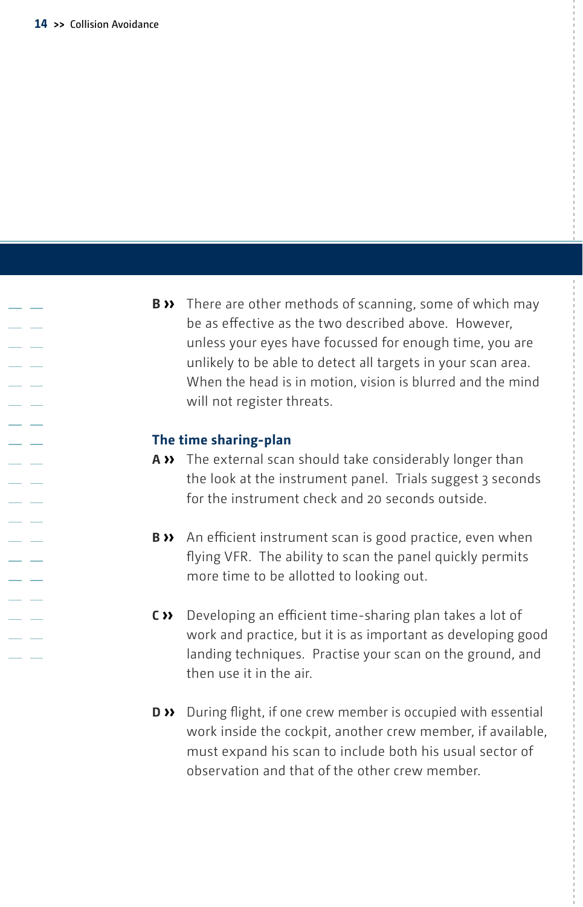**B ››** There are other methods of scanning, some of which may be as effective as the two described above. However, unless your eyes have focussed for enough time, you are unlikely to be able to detect all targets in your scan area. When the head is in motion, vision is blurred and the mind will not register threats.

## The time sharing-plan

**A ››** The external scan should take considerably longer than the look at the instrument panel. Trials suggest 3 seconds for the instrument check and 20 seconds outside.

**B ››** An efficient instrument scan is good practice, even when flying VFR. The ability to scan the panel quickly permits more time to be allotted to looking out.

**C ››** Developing an efficient time-sharing plan takes a lot of work and practice, but it is as important as developing good landing techniques. Practise your scan on the ground, and then use it in the air.

**D ››** During flight, if one crew member is occupied with essential work inside the cockpit, another crew member, if available, must expand his scan to include both his usual sector of observation and that of the other crew member.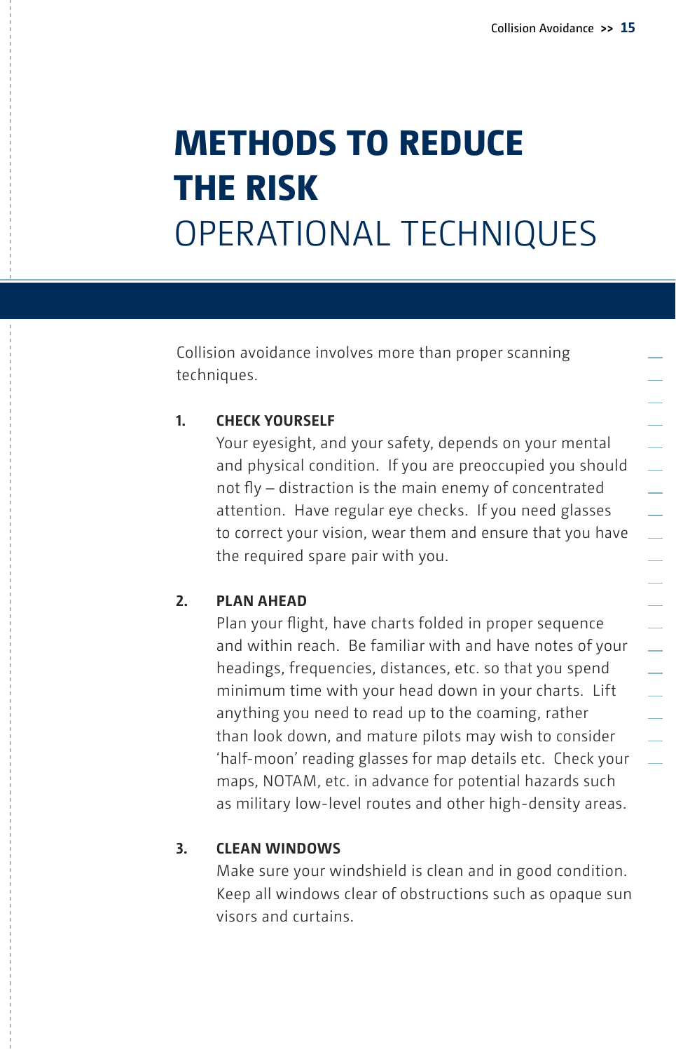# METHODS TO REDUCE THE RISK

## OPERATIONAL TECHNIQUES

Collision avoidance involves more than proper scanning techniques.

1. **CHECK YOURSELF**
   Your eyesight, and your safety, depends on your mental and physical condition. If you are preoccupied you should not fly – distraction is the main enemy of concentrated attention. Have regular eye checks. If you need glasses to correct your vision, wear them and ensure that you have the required spare pair with you.

2. **PLAN AHEAD**
   Plan your flight, have charts folded in proper sequence and within reach. Be familiar with and have notes of your headings, frequencies, distances, etc. so that you spend minimum time with your head down in your charts. Lift anything you need to read up to the coaming, rather than look down, and mature pilots may wish to consider 'half-moon' reading glasses for map details etc. Check your maps, NOTAM, etc. in advance for potential hazards such as military low-level routes and other high-density areas.

3. **CLEAN WINDOWS**
   Make sure your windshield is clean and in good condition. Keep all windows clear of obstructions such as opaque sun visors and curtains.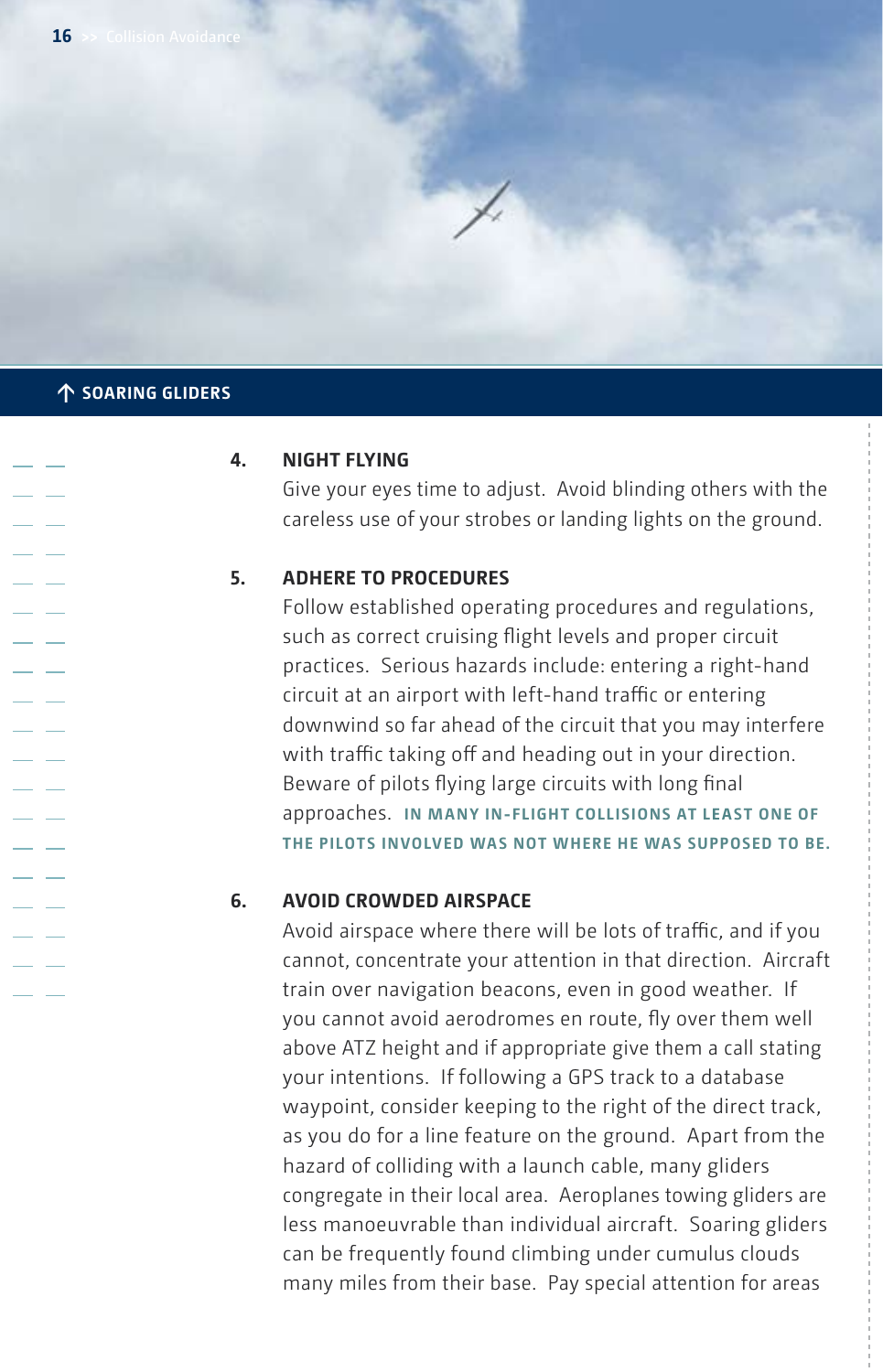## SOARING GLIDERS

4. **NIGHT FLYING**
   Give your eyes time to adjust. Avoid blinding others with the careless use of your strobes or landing lights on the ground.

5. **ADHERE TO PROCEDURES**
   Follow established operating procedures and regulations, such as correct cruising flight levels and proper circuit practices. Serious hazards include: entering a right-hand circuit at an airport with left-hand traffic or entering downwind so far ahead of the circuit that you may interfere with traffic taking off and heading out in your direction. Beware of pilots flying large circuits with long final approaches. **IN MANY IN-FLIGHT COLLISIONS AT LEAST ONE OF THE PILOTS INVOLVED WAS NOT WHERE HE WAS SUPPOSED TO BE.**

6. **AVOID CROWDED AIRSPACE**
   Avoid airspace where there will be lots of traffic, and if you cannot, concentrate your attention in that direction. Aircraft train over navigation beacons, even in good weather. If you cannot avoid aerodromes en route, fly over them well above ATZ height and if appropriate give them a call stating your intentions. If following a GPS track to a database waypoint, consider keeping to the right of the direct track, as you do for a line feature on the ground. Apart from the hazard of colliding with a launch cable, many gliders congregate in their local area. Aeroplanes towing gliders are less manoeuvrable than individual aircraft. Soaring gliders can be frequently found climbing under cumulus clouds many miles from their base. Pay special attention for areas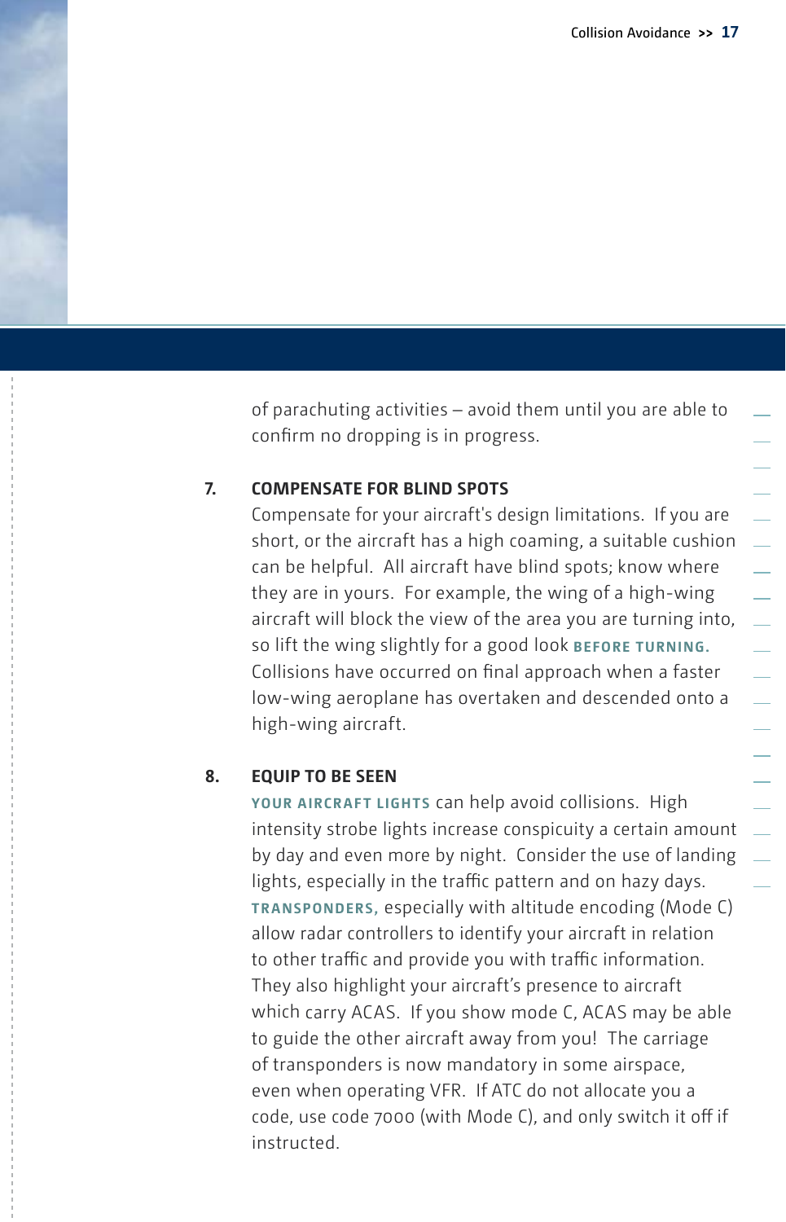of parachuting activities – avoid them until you are able to confirm no dropping is in progress.

### 7. COMPENSATE FOR BLIND SPOTS

Compensate for your aircraft's design limitations. If you are short, or the aircraft has a high coaming, a suitable cushion can be helpful. All aircraft have blind spots; know where they are in yours. For example, the wing of a high-wing aircraft will block the view of the area you are turning into, so lift the wing slightly for a good look **BEFORE TURNING.** Collisions have occurred on final approach when a faster low-wing aeroplane has overtaken and descended onto a high-wing aircraft.

### 8. EQUIP TO BE SEEN

**YOUR AIRCRAFT LIGHTS** can help avoid collisions. High intensity strobe lights increase conspicuity a certain amount by day and even more by night. Consider the use of landing lights, especially in the traffic pattern and on hazy days. **TRANSPONDERS,** especially with altitude encoding (Mode C) allow radar controllers to identify your aircraft in relation to other traffic and provide you with traffic information. They also highlight your aircraft's presence to aircraft which carry ACAS. If you show mode C, ACAS may be able to guide the other aircraft away from you! The carriage of transponders is now mandatory in some airspace, even when operating VFR. If ATC do not allocate you a code, use code 7000 (with Mode C), and only switch it off if instructed.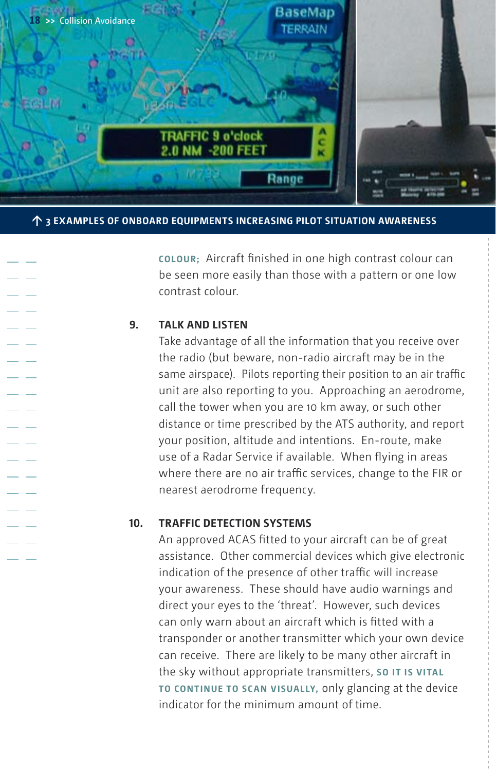↑ 3 EXAMPLES OF ONBOARD EQUIPMENTS INCREASING PILOT SITUATION AWARENESS

**COLOUR;** Aircraft finished in one high contrast colour can be seen more easily than those with a pattern or one low contrast colour.

### 9. TALK AND LISTEN

Take advantage of all the information that you receive over the radio (but beware, non-radio aircraft may be in the same airspace). Pilots reporting their position to an air traffic unit are also reporting to you. Approaching an aerodrome, call the tower when you are 10 km away, or such other distance or time prescribed by the ATS authority, and report your position, altitude and intentions. En-route, make use of a Radar Service if available. When flying in areas where there are no air traffic services, change to the FIR or nearest aerodrome frequency.

### 10. TRAFFIC DETECTION SYSTEMS

An approved ACAS fitted to your aircraft can be of great assistance. Other commercial devices which give electronic indication of the presence of other traffic will increase your awareness. These should have audio warnings and direct your eyes to the 'threat'. However, such devices can only warn about an aircraft which is fitted with a transponder or another transmitter which your own device can receive. There are likely to be many other aircraft in the sky without appropriate transmitters, **SO IT IS VITAL TO CONTINUE TO SCAN VISUALLY,** only glancing at the device indicator for the minimum amount of time.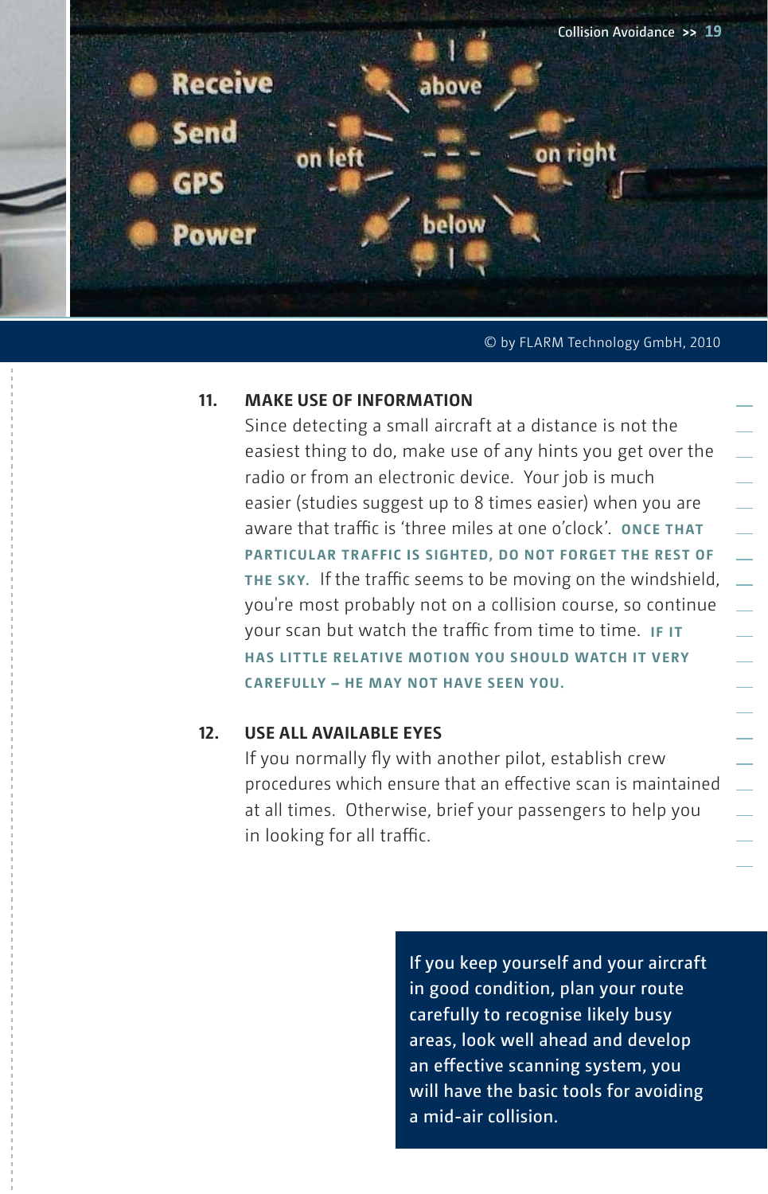© by FLARM Technology GmbH, 2010

**11. MAKE USE OF INFORMATION**

Since detecting a small aircraft at a distance is not the easiest thing to do, make use of any hints you get over the radio or from an electronic device. Your job is much easier (studies suggest up to 8 times easier) when you are aware that traffic is 'three miles at one o'clock'. **ONCE THAT PARTICULAR TRAFFIC IS SIGHTED, DO NOT FORGET THE REST OF THE SKY.** If the traffic seems to be moving on the windshield, you're most probably not on a collision course, so continue your scan but watch the traffic from time to time. **IF IT HAS LITTLE RELATIVE MOTION YOU SHOULD WATCH IT VERY CAREFULLY – HE MAY NOT HAVE SEEN YOU.**

**12. USE ALL AVAILABLE EYES**

If you normally fly with another pilot, establish crew procedures which ensure that an effective scan is maintained at all times. Otherwise, brief your passengers to help you in looking for all traffic.

If you keep yourself and your aircraft in good condition, plan your route carefully to recognise likely busy areas, look well ahead and develop an effective scanning system, you will have the basic tools for avoiding a mid-air collision.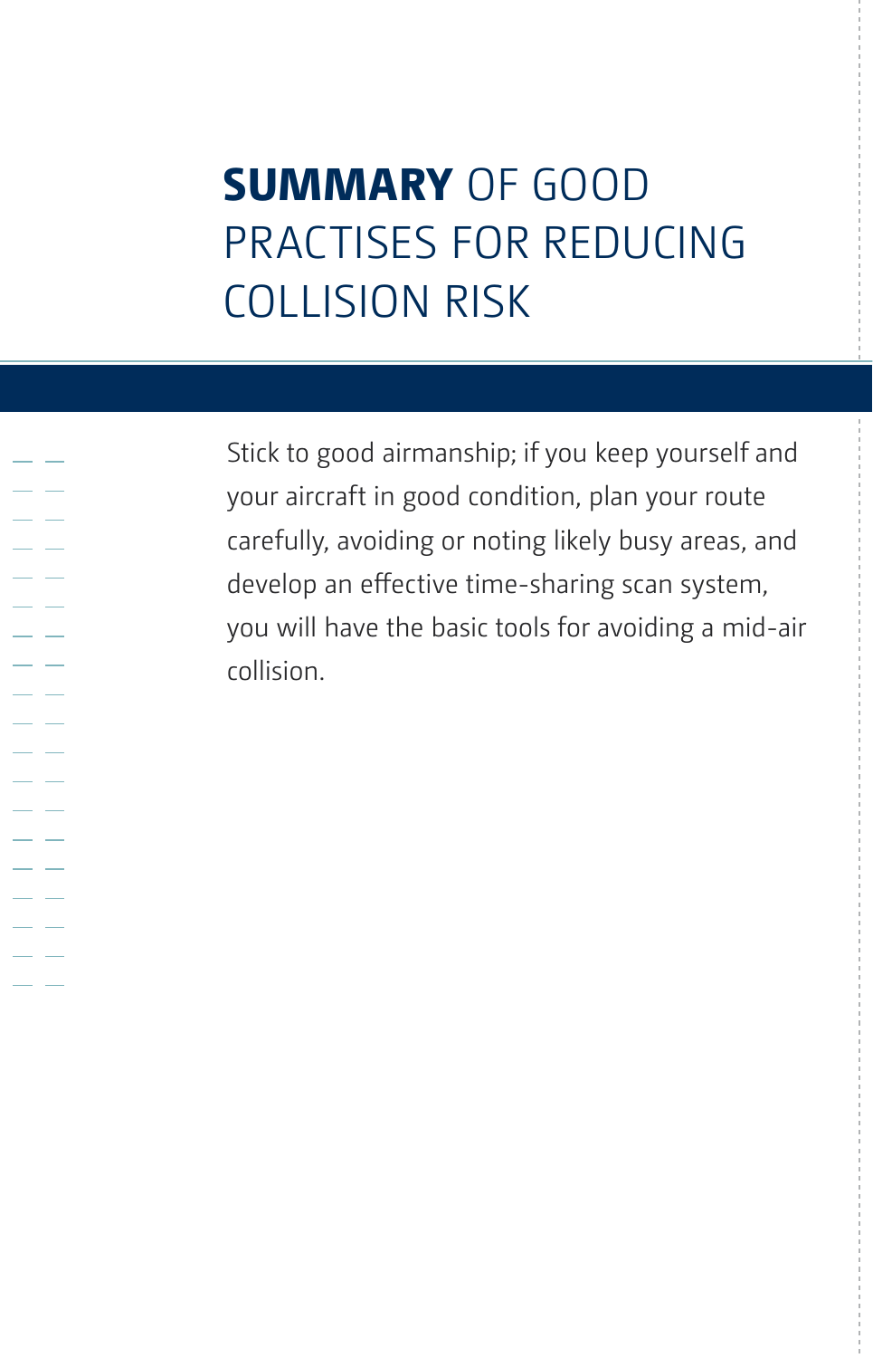# **SUMMARY** OF GOOD PRACTISES FOR REDUCING COLLISION RISK

Stick to good airmanship; if you keep yourself and your aircraft in good condition, plan your route carefully, avoiding or noting likely busy areas, and develop an effective time-sharing scan system, you will have the basic tools for avoiding a mid-air collision.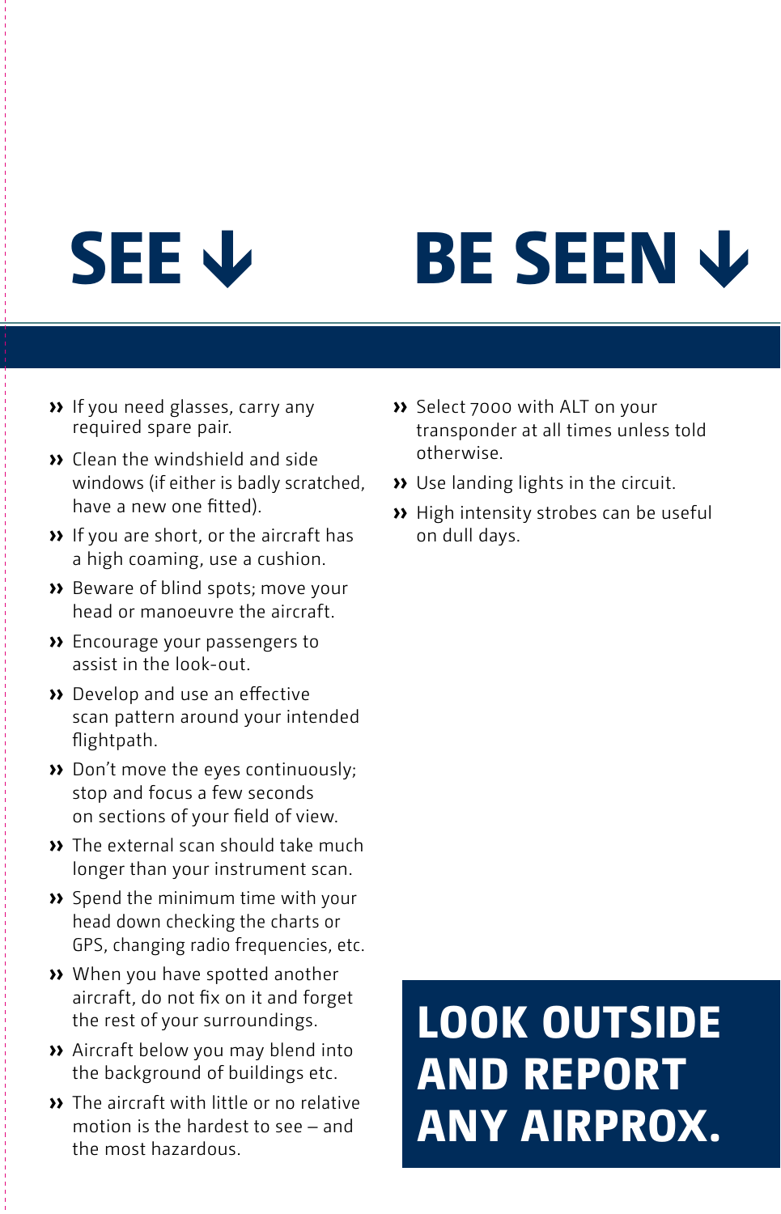## SEE ↓

- If you need glasses, carry any required spare pair.
- Clean the windshield and side windows (if either is badly scratched, have a new one fitted).
- If you are short, or the aircraft has a high coaming, use a cushion.
- Beware of blind spots; move your head or manoeuvre the aircraft.
- Encourage your passengers to assist in the look-out.
- Develop and use an effective scan pattern around your intended flightpath.
- Don't move the eyes continuously; stop and focus a few seconds on sections of your field of view.
- The external scan should take much longer than your instrument scan.
- Spend the minimum time with your head down checking the charts or GPS, changing radio frequencies, etc.
- When you have spotted another aircraft, do not fix on it and forget the rest of your surroundings.
- Aircraft below you may blend into the background of buildings etc.
- The aircraft with little or no relative motion is the hardest to see – and the most hazardous.

## BE SEEN ↓

- Select 7000 with ALT on your transponder at all times unless told otherwise.
- Use landing lights in the circuit.
- High intensity strobes can be useful on dull days.

**LOOK OUTSIDE AND REPORT ANY AIRPROX.**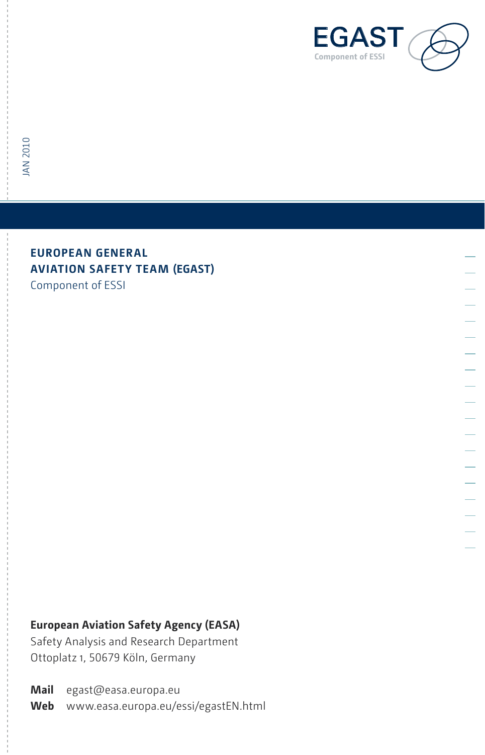EGAST

Component of ESSI

JAN 2010

**EUROPEAN GENERAL AVIATION SAFETY TEAM (EGAST)**

Component of ESSI

**European Aviation Safety Agency (EASA)**

Safety Analysis and Research Department

Ottoplatz 1, 50679 Köln, Germany

**Mail** egast@easa.europa.eu

**Web** www.easa.europa.eu/essi/egastEN.html